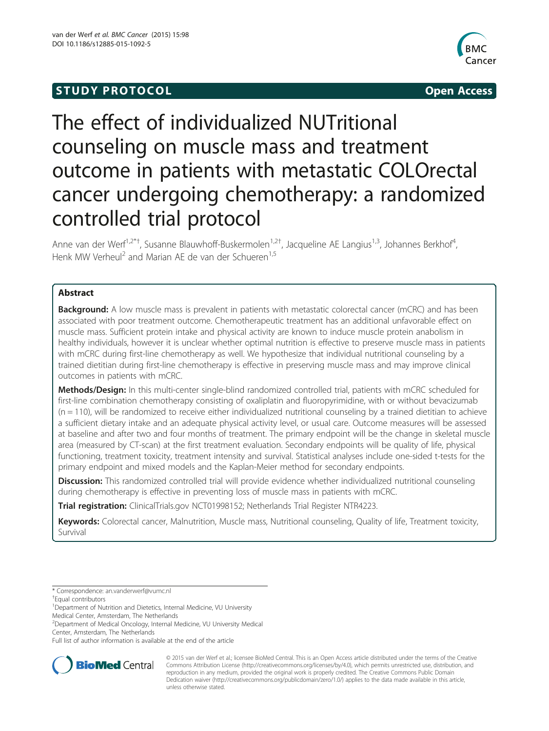STUDY PROTOCOL Open Access

# The effect of individualized NUTritional counseling on muscle mass and treatment outcome in patients with metastatic COLOrectal cancer undergoing chemotherapy: a randomized controlled trial protocol

Anne van der Werf[1,2*†], Susanne Blauwhoff-Buskermolen[1,2†], Jacqueline AE Langius[1,3], Johannes Berkhof[4], Henk MW Verheul[2] and Marian AE de van der Schueren[1,5]

## Abstract

**Background:** A low muscle mass is prevalent in patients with metastatic colorectal cancer (mCRC) and has been associated with poor treatment outcome. Chemotherapeutic treatment has an additional unfavorable effect on muscle mass. Sufficient protein intake and physical activity are known to induce muscle protein anabolism in healthy individuals, however it is unclear whether optimal nutrition is effective to preserve muscle mass in patients with mCRC during first-line chemotherapy as well. We hypothesize that individual nutritional counseling by a trained dietitian during first-line chemotherapy is effective in preserving muscle mass and may improve clinical outcomes in patients with mCRC.

**Methods/Design:** In this multi-center single-blind randomized controlled trial, patients with mCRC scheduled for first-line combination chemotherapy consisting of oxaliplatin and fluoropyrimidine, with or without bevacizumab (n = 110), will be randomized to receive either individualized nutritional counseling by a trained dietitian to achieve a sufficient dietary intake and an adequate physical activity level, or usual care. Outcome measures will be assessed at baseline and after two and four months of treatment. The primary endpoint will be the change in skeletal muscle area (measured by CT-scan) at the first treatment evaluation. Secondary endpoints will be quality of life, physical functioning, treatment toxicity, treatment intensity and survival. Statistical analyses include one-sided t-tests for the primary endpoint and mixed models and the Kaplan-Meier method for secondary endpoints.

**Discussion:** This randomized controlled trial will provide evidence whether individualized nutritional counseling during chemotherapy is effective in preventing loss of muscle mass in patients with mCRC.

**Trial registration:** ClinicalTrials.gov NCT01998152; Netherlands Trial Register NTR4223.

**Keywords:** Colorectal cancer, Malnutrition, Muscle mass, Nutritional counseling, Quality of life, Treatment toxicity, Survival

---

\* Correspondence: an.vanderwerf@vumc.nl

†Equal contributors

[1]Department of Nutrition and Dietetics, Internal Medicine, VU University Medical Center, Amsterdam, The Netherlands

[2]Department of Medical Oncology, Internal Medicine, VU University Medical Center, Amsterdam, The Netherlands

Full list of author information is available at the end of the article

© 2015 van der Werf et al.; licensee BioMed Central. This is an Open Access article distributed under the terms of the Creative Commons Attribution License (http://creativecommons.org/licenses/by/4.0), which permits unrestricted use, distribution, and reproduction in any medium, provided the original work is properly credited. The Creative Commons Public Domain Dedication waiver (http://creativecommons.org/publicdomain/zero/1.0/) applies to the data made available in this article, unless otherwise stated.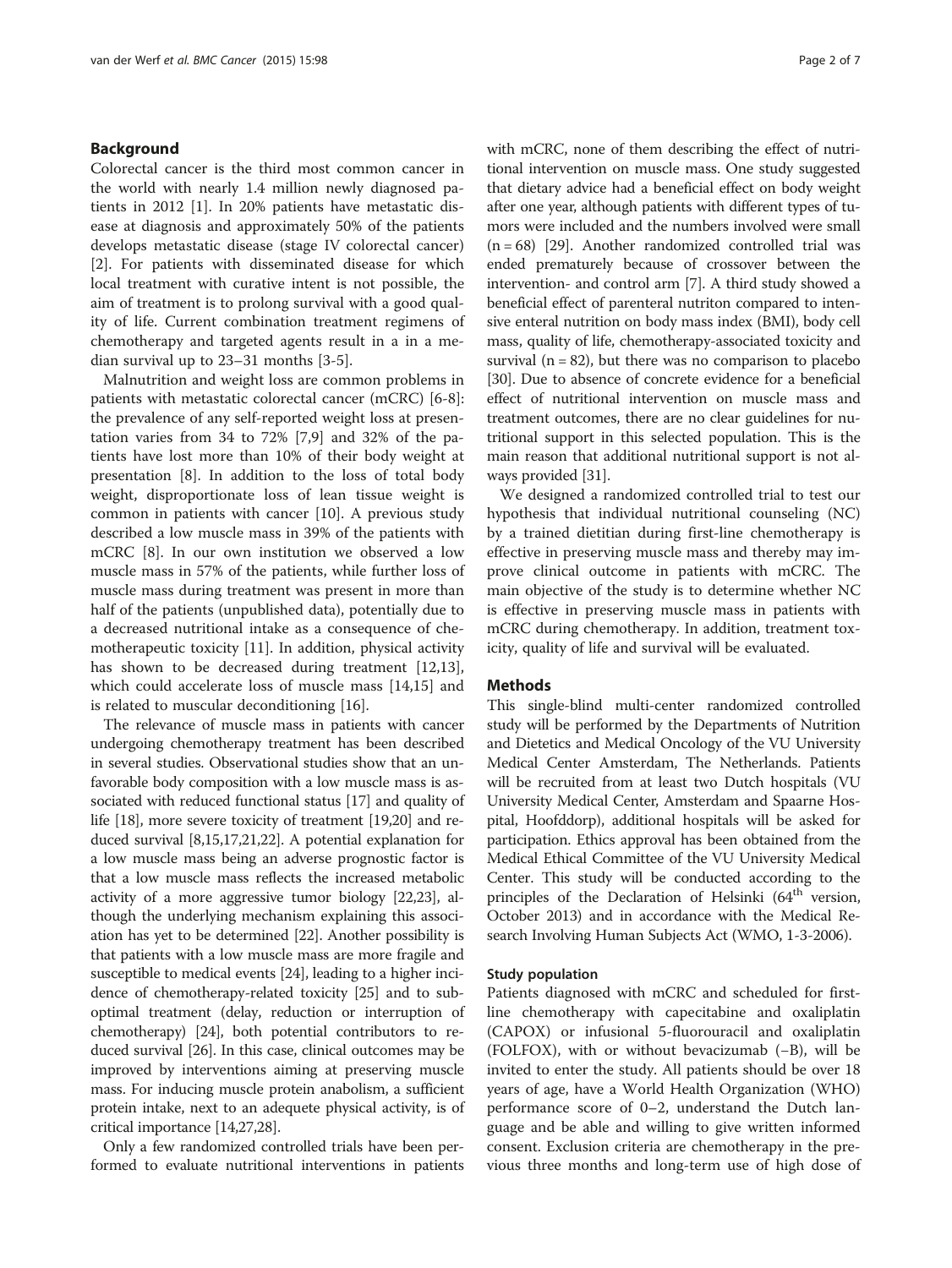## Background

Colorectal cancer is the third most common cancer in the world with nearly 1.4 million newly diagnosed patients in 2012 [1]. In 20% patients have metastatic disease at diagnosis and approximately 50% of the patients develops metastatic disease (stage IV colorectal cancer) [2]. For patients with disseminated disease for which local treatment with curative intent is not possible, the aim of treatment is to prolong survival with a good quality of life. Current combination treatment regimens of chemotherapy and targeted agents result in a in a median survival up to 23–31 months [3-5].

Malnutrition and weight loss are common problems in patients with metastatic colorectal cancer (mCRC) [6-8]: the prevalence of any self-reported weight loss at presentation varies from 34 to 72% [7,9] and 32% of the patients have lost more than 10% of their body weight at presentation [8]. In addition to the loss of total body weight, disproportionate loss of lean tissue weight is common in patients with cancer [10]. A previous study described a low muscle mass in 39% of the patients with mCRC [8]. In our own institution we observed a low muscle mass in 57% of the patients, while further loss of muscle mass during treatment was present in more than half of the patients (unpublished data), potentially due to a decreased nutritional intake as a consequence of chemotherapeutic toxicity [11]. In addition, physical activity has shown to be decreased during treatment [12,13], which could accelerate loss of muscle mass [14,15] and is related to muscular deconditioning [16].

The relevance of muscle mass in patients with cancer undergoing chemotherapy treatment has been described in several studies. Observational studies show that an unfavorable body composition with a low muscle mass is associated with reduced functional status [17] and quality of life [18], more severe toxicity of treatment [19,20] and reduced survival [8,15,17,21,22]. A potential explanation for a low muscle mass being an adverse prognostic factor is that a low muscle mass reflects the increased metabolic activity of a more aggressive tumor biology [22,23], although the underlying mechanism explaining this association has yet to be determined [22]. Another possibility is that patients with a low muscle mass are more fragile and susceptible to medical events [24], leading to a higher incidence of chemotherapy-related toxicity [25] and to suboptimal treatment (delay, reduction or interruption of chemotherapy) [24], both potential contributors to reduced survival [26]. In this case, clinical outcomes may be improved by interventions aiming at preserving muscle mass. For inducing muscle protein anabolism, a sufficient protein intake, next to an adequete physical activity, is of critical importance [14,27,28].

Only a few randomized controlled trials have been performed to evaluate nutritional interventions in patients with mCRC, none of them describing the effect of nutritional intervention on muscle mass. One study suggested that dietary advice had a beneficial effect on body weight after one year, although patients with different types of tumors were included and the numbers involved were small (n = 68) [29]. Another randomized controlled trial was ended prematurely because of crossover between the intervention- and control arm [7]. A third study showed a beneficial effect of parenteral nutriton compared to intensive enteral nutrition on body mass index (BMI), body cell mass, quality of life, chemotherapy-associated toxicity and survival (n = 82), but there was no comparison to placebo [30]. Due to absence of concrete evidence for a beneficial effect of nutritional intervention on muscle mass and treatment outcomes, there are no clear guidelines for nutritional support in this selected population. This is the main reason that additional nutritional support is not always provided [31].

We designed a randomized controlled trial to test our hypothesis that individual nutritional counseling (NC) by a trained dietitian during first-line chemotherapy is effective in preserving muscle mass and thereby may improve clinical outcome in patients with mCRC. The main objective of the study is to determine whether NC is effective in preserving muscle mass in patients with mCRC during chemotherapy. In addition, treatment toxicity, quality of life and survival will be evaluated.

## Methods

This single-blind multi-center randomized controlled study will be performed by the Departments of Nutrition and Dietetics and Medical Oncology of the VU University Medical Center Amsterdam, The Netherlands. Patients will be recruited from at least two Dutch hospitals (VU University Medical Center, Amsterdam and Spaarne Hospital, Hoofddorp), additional hospitals will be asked for participation. Ethics approval has been obtained from the Medical Ethical Committee of the VU University Medical Center. This study will be conducted according to the principles of the Declaration of Helsinki (64th version, October 2013) and in accordance with the Medical Research Involving Human Subjects Act (WMO, 1-3-2006).

### Study population

Patients diagnosed with mCRC and scheduled for first-line chemotherapy with capecitabine and oxaliplatin (CAPOX) or infusional 5-fluorouracil and oxaliplatin (FOLFOX), with or without bevacizumab (–B), will be invited to enter the study. All patients should be over 18 years of age, have a World Health Organization (WHO) performance score of 0–2, understand the Dutch language and be able and willing to give written informed consent. Exclusion criteria are chemotherapy in the previous three months and long-term use of high dose of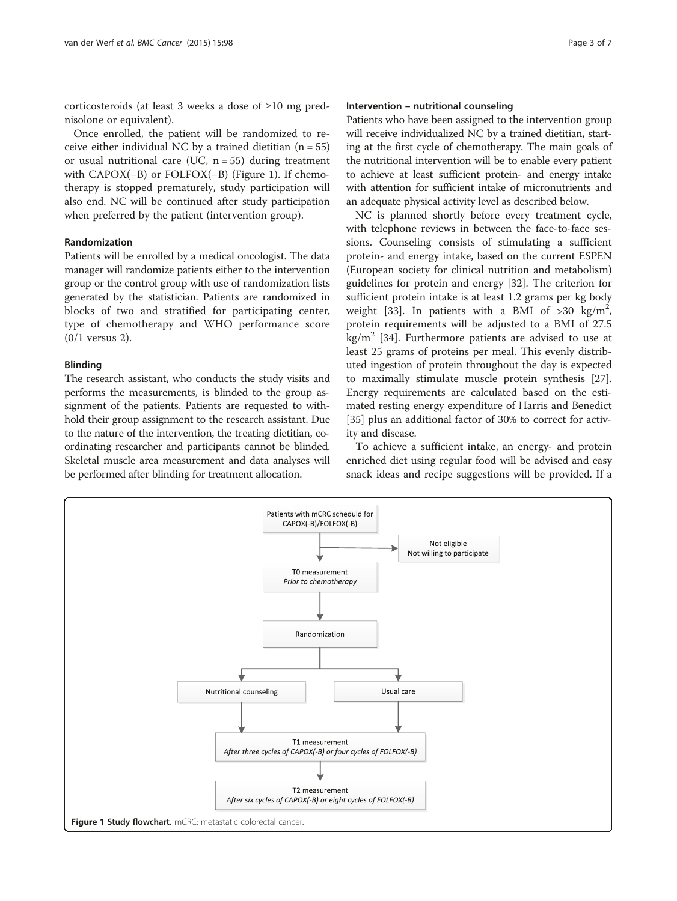corticosteroids (at least 3 weeks a dose of ≥10 mg prednisolone or equivalent).

Once enrolled, the patient will be randomized to receive either individual NC by a trained dietitian (n = 55) or usual nutritional care (UC, n = 55) during treatment with CAPOX(−B) or FOLFOX(−B) (Figure 1). If chemotherapy is stopped prematurely, study participation will also end. NC will be continued after study participation when preferred by the patient (intervention group).

### Randomization

Patients will be enrolled by a medical oncologist. The data manager will randomize patients either to the intervention group or the control group with use of randomization lists generated by the statistician. Patients are randomized in blocks of two and stratified for participating center, type of chemotherapy and WHO performance score (0/1 versus 2).

### Blinding

The research assistant, who conducts the study visits and performs the measurements, is blinded to the group assignment of the patients. Patients are requested to withhold their group assignment to the research assistant. Due to the nature of the intervention, the treating dietitian, coordinating researcher and participants cannot be blinded. Skeletal muscle area measurement and data analyses will be performed after blinding for treatment allocation.

### Intervention – nutritional counseling

Patients who have been assigned to the intervention group will receive individualized NC by a trained dietitian, starting at the first cycle of chemotherapy. The main goals of the nutritional intervention will be to enable every patient to achieve at least sufficient protein- and energy intake with attention for sufficient intake of micronutrients and an adequate physical activity level as described below.

NC is planned shortly before every treatment cycle, with telephone reviews in between the face-to-face sessions. Counseling consists of stimulating a sufficient protein- and energy intake, based on the current ESPEN (European society for clinical nutrition and metabolism) guidelines for protein and energy [32]. The criterion for sufficient protein intake is at least 1.2 grams per kg body weight [33]. In patients with a BMI of >30 kg/m$^2$, protein requirements will be adjusted to a BMI of 27.5 kg/m$^2$ [34]. Furthermore patients are advised to use at least 25 grams of proteins per meal. This evenly distributed ingestion of protein throughout the day is expected to maximally stimulate muscle protein synthesis [27]. Energy requirements are calculated based on the estimated resting energy expenditure of Harris and Benedict [35] plus an additional factor of 30% to correct for activity and disease.

To achieve a sufficient intake, an energy- and protein enriched diet using regular food will be advised and easy snack ideas and recipe suggestions will be provided. If a

Patients with mCRC scheduld for CAPOX(-B)/FOLFOX(-B)

Not eligible
Not willing to participate

T0 measurement
*Prior to chemotherapy*

Randomization

Nutritional counseling

Usual care

T1 measurement
*After three cycles of CAPOX(-B) or four cycles of FOLFOX(-B)*

T2 measurement
*After six cycles of CAPOX(-B) or eight cycles of FOLFOX(-B)*

**Figure 1 Study flowchart.** mCRC: metastatic colorectal cancer.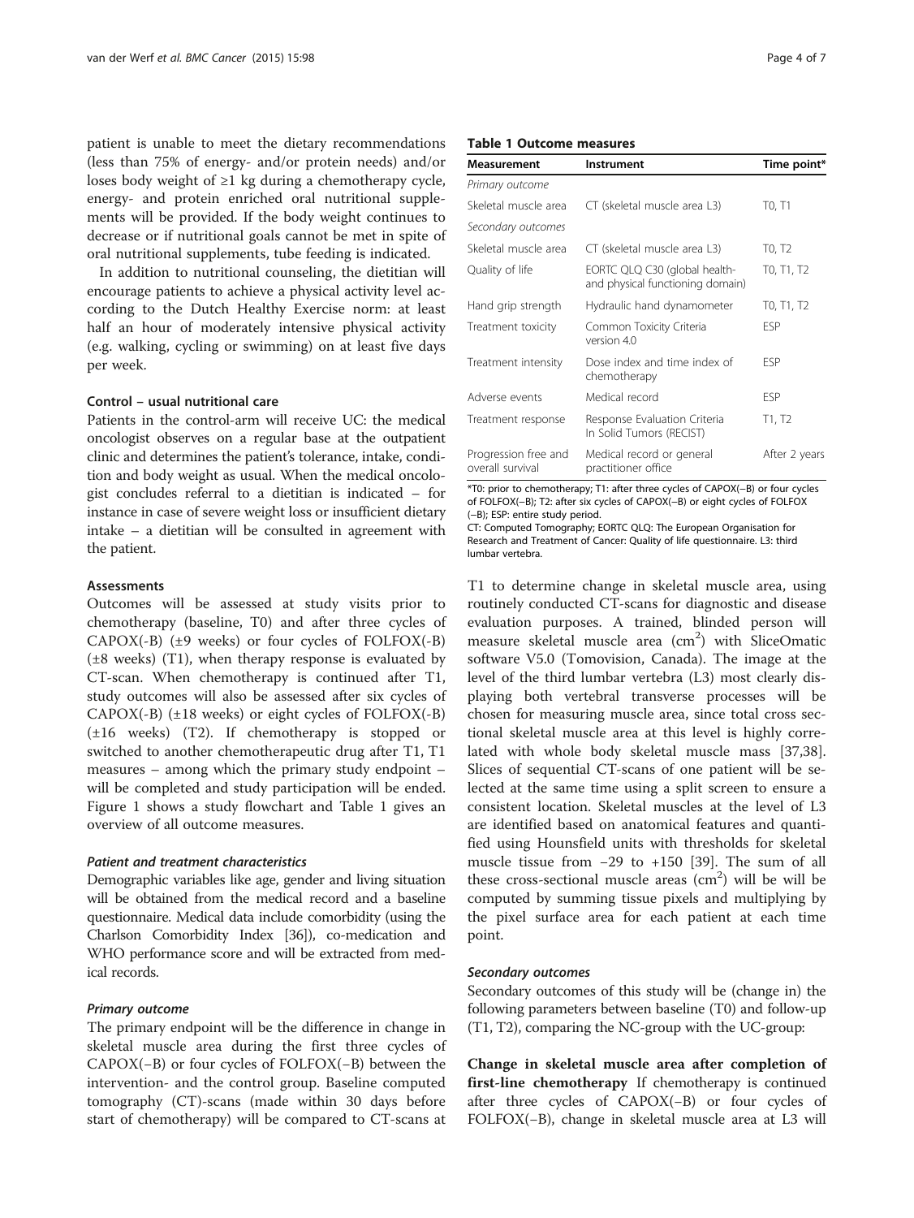patient is unable to meet the dietary recommendations (less than 75% of energy- and/or protein needs) and/or loses body weight of ≥1 kg during a chemotherapy cycle, energy- and protein enriched oral nutritional supplements will be provided. If the body weight continues to decrease or if nutritional goals cannot be met in spite of oral nutritional supplements, tube feeding is indicated.

In addition to nutritional counseling, the dietitian will encourage patients to achieve a physical activity level according to the Dutch Healthy Exercise norm: at least half an hour of moderately intensive physical activity (e.g. walking, cycling or swimming) on at least five days per week.

#### Control – usual nutritional care

Patients in the control-arm will receive UC: the medical oncologist observes on a regular base at the outpatient clinic and determines the patient's tolerance, intake, condition and body weight as usual. When the medical oncologist concludes referral to a dietitian is indicated – for instance in case of severe weight loss or insufficient dietary intake – a dietitian will be consulted in agreement with the patient.

#### Assessments

Outcomes will be assessed at study visits prior to chemotherapy (baseline, T0) and after three cycles of CAPOX(-B) (±9 weeks) or four cycles of FOLFOX(-B) (±8 weeks) (T1), when therapy response is evaluated by CT-scan. When chemotherapy is continued after T1, study outcomes will also be assessed after six cycles of CAPOX(-B) (±18 weeks) or eight cycles of FOLFOX(-B) (±16 weeks) (T2). If chemotherapy is stopped or switched to another chemotherapeutic drug after T1, T1 measures – among which the primary study endpoint – will be completed and study participation will be ended. Figure 1 shows a study flowchart and Table 1 gives an overview of all outcome measures.

**Table 1 Outcome measures**

| Measurement | Instrument | Time point* |
|---|---|---|
| *Primary outcome* | | |
| Skeletal muscle area | CT (skeletal muscle area L3) | T0, T1 |
| *Secondary outcomes* | | |
| Skeletal muscle area | CT (skeletal muscle area L3) | T0, T2 |
| Quality of life | EORTC QLQ C30 (global health- and physical functioning domain) | T0, T1, T2 |
| Hand grip strength | Hydraulic hand dynamometer | T0, T1, T2 |
| Treatment toxicity | Common Toxicity Criteria version 4.0 | ESP |
| Treatment intensity | Dose index and time index of chemotherapy | ESP |
| Adverse events | Medical record | ESP |
| Treatment response | Response Evaluation Criteria In Solid Tumors (RECIST) | T1, T2 |
| Progression free and overall survival | Medical record or general practitioner office | After 2 years |

*T0: prior to chemotherapy; T1: after three cycles of CAPOX(−B) or four cycles of FOLFOX(−B); T2: after six cycles of CAPOX(−B) or eight cycles of FOLFOX (−B); ESP: entire study period.
CT: Computed Tomography; EORTC QLQ: The European Organisation for Research and Treatment of Cancer: Quality of life questionnaire. L3: third lumbar vertebra.

##### *Patient and treatment characteristics*

Demographic variables like age, gender and living situation will be obtained from the medical record and a baseline questionnaire. Medical data include comorbidity (using the Charlson Comorbidity Index [36]), co-medication and WHO performance score and will be extracted from medical records.

##### *Primary outcome*

The primary endpoint will be the difference in change in skeletal muscle area during the first three cycles of CAPOX(−B) or four cycles of FOLFOX(−B) between the intervention- and the control group. Baseline computed tomography (CT)-scans (made within 30 days before start of chemotherapy) will be compared to CT-scans at T1 to determine change in skeletal muscle area, using routinely conducted CT-scans for diagnostic and disease evaluation purposes. A trained, blinded person will measure skeletal muscle area ($cm^2$) with SliceOmatic software V5.0 (Tomovision, Canada). The image at the level of the third lumbar vertebra (L3) most clearly displaying both vertebral transverse processes will be chosen for measuring muscle area, since total cross sectional skeletal muscle area at this level is highly correlated with whole body skeletal muscle mass [37,38]. Slices of sequential CT-scans of one patient will be selected at the same time using a split screen to ensure a consistent location. Skeletal muscles at the level of L3 are identified based on anatomical features and quantified using Hounsfield units with thresholds for skeletal muscle tissue from −29 to +150 [39]. The sum of all these cross-sectional muscle areas ($cm^2$) will be will be computed by summing tissue pixels and multiplying by the pixel surface area for each patient at each time point.

##### *Secondary outcomes*

Secondary outcomes of this study will be (change in) the following parameters between baseline (T0) and follow-up (T1, T2), comparing the NC-group with the UC-group:

**Change in skeletal muscle area after completion of first-line chemotherapy** If chemotherapy is continued after three cycles of CAPOX(−B) or four cycles of FOLFOX(−B), change in skeletal muscle area at L3 will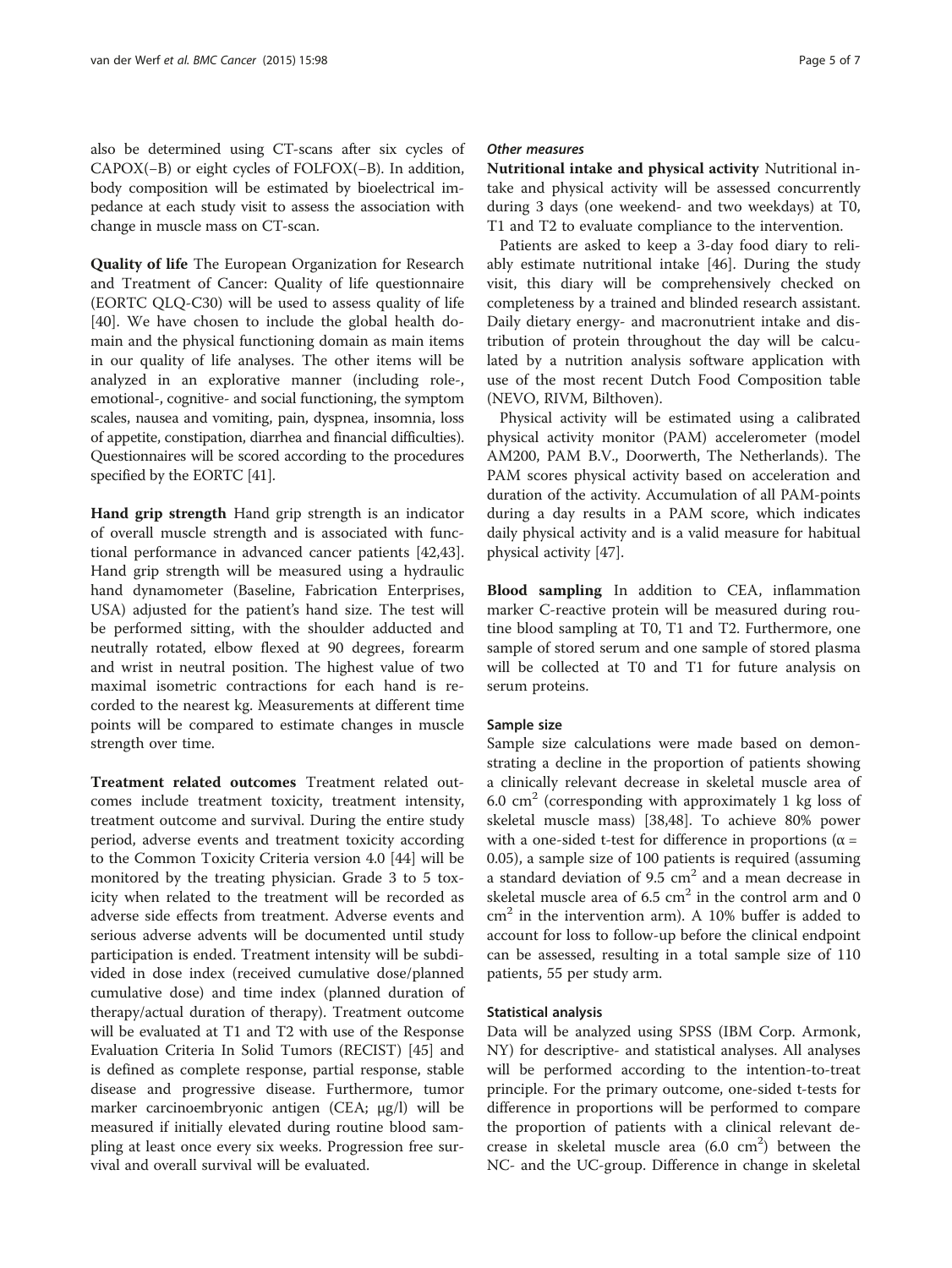also be determined using CT-scans after six cycles of CAPOX(−B) or eight cycles of FOLFOX(−B). In addition, body composition will be estimated by bioelectrical impedance at each study visit to assess the association with change in muscle mass on CT-scan.

**Quality of life** The European Organization for Research and Treatment of Cancer: Quality of life questionnaire (EORTC QLQ-C30) will be used to assess quality of life [40]. We have chosen to include the global health domain and the physical functioning domain as main items in our quality of life analyses. The other items will be analyzed in an explorative manner (including role-, emotional-, cognitive- and social functioning, the symptom scales, nausea and vomiting, pain, dyspnea, insomnia, loss of appetite, constipation, diarrhea and financial difficulties). Questionnaires will be scored according to the procedures specified by the EORTC [41].

**Hand grip strength** Hand grip strength is an indicator of overall muscle strength and is associated with functional performance in advanced cancer patients [42,43]. Hand grip strength will be measured using a hydraulic hand dynamometer (Baseline, Fabrication Enterprises, USA) adjusted for the patient's hand size. The test will be performed sitting, with the shoulder adducted and neutrally rotated, elbow flexed at 90 degrees, forearm and wrist in neutral position. The highest value of two maximal isometric contractions for each hand is recorded to the nearest kg. Measurements at different time points will be compared to estimate changes in muscle strength over time.

**Treatment related outcomes** Treatment related outcomes include treatment toxicity, treatment intensity, treatment outcome and survival. During the entire study period, adverse events and treatment toxicity according to the Common Toxicity Criteria version 4.0 [44] will be monitored by the treating physician. Grade 3 to 5 toxicity when related to the treatment will be recorded as adverse side effects from treatment. Adverse events and serious adverse advents will be documented until study participation is ended. Treatment intensity will be subdivided in dose index (received cumulative dose/planned cumulative dose) and time index (planned duration of therapy/actual duration of therapy). Treatment outcome will be evaluated at T1 and T2 with use of the Response Evaluation Criteria In Solid Tumors (RECIST) [45] and is defined as complete response, partial response, stable disease and progressive disease. Furthermore, tumor marker carcinoembryonic antigen (CEA; μg/l) will be measured if initially elevated during routine blood sampling at least once every six weeks. Progression free survival and overall survival will be evaluated.

#### *Other measures*

**Nutritional intake and physical activity** Nutritional intake and physical activity will be assessed concurrently during 3 days (one weekend- and two weekdays) at T0, T1 and T2 to evaluate compliance to the intervention.

Patients are asked to keep a 3-day food diary to reliably estimate nutritional intake [46]. During the study visit, this diary will be comprehensively checked on completeness by a trained and blinded research assistant. Daily dietary energy- and macronutrient intake and distribution of protein throughout the day will be calculated by a nutrition analysis software application with use of the most recent Dutch Food Composition table (NEVO, RIVM, Bilthoven).

Physical activity will be estimated using a calibrated physical activity monitor (PAM) accelerometer (model AM200, PAM B.V., Doorwerth, The Netherlands). The PAM scores physical activity based on acceleration and duration of the activity. Accumulation of all PAM-points during a day results in a PAM score, which indicates daily physical activity and is a valid measure for habitual physical activity [47].

**Blood sampling** In addition to CEA, inflammation marker C-reactive protein will be measured during routine blood sampling at T0, T1 and T2. Furthermore, one sample of stored serum and one sample of stored plasma will be collected at T0 and T1 for future analysis on serum proteins.

### Sample size

Sample size calculations were made based on demonstrating a decline in the proportion of patients showing a clinically relevant decrease in skeletal muscle area of 6.0 $cm^2$ (corresponding with approximately 1 kg loss of skeletal muscle mass) [38,48]. To achieve 80% power with a one-sided t-test for difference in proportions ($\alpha = 0.05$), a sample size of 100 patients is required (assuming a standard deviation of 9.5 $cm^2$ and a mean decrease in skeletal muscle area of 6.5 $cm^2$ in the control arm and 0 $cm^2$ in the intervention arm). A 10% buffer is added to account for loss to follow-up before the clinical endpoint can be assessed, resulting in a total sample size of 110 patients, 55 per study arm.

### Statistical analysis

Data will be analyzed using SPSS (IBM Corp. Armonk, NY) for descriptive- and statistical analyses. All analyses will be performed according to the intention-to-treat principle. For the primary outcome, one-sided t-tests for difference in proportions will be performed to compare the proportion of patients with a clinical relevant decrease in skeletal muscle area (6.0 $cm^2$) between the NC- and the UC-group. Difference in change in skeletal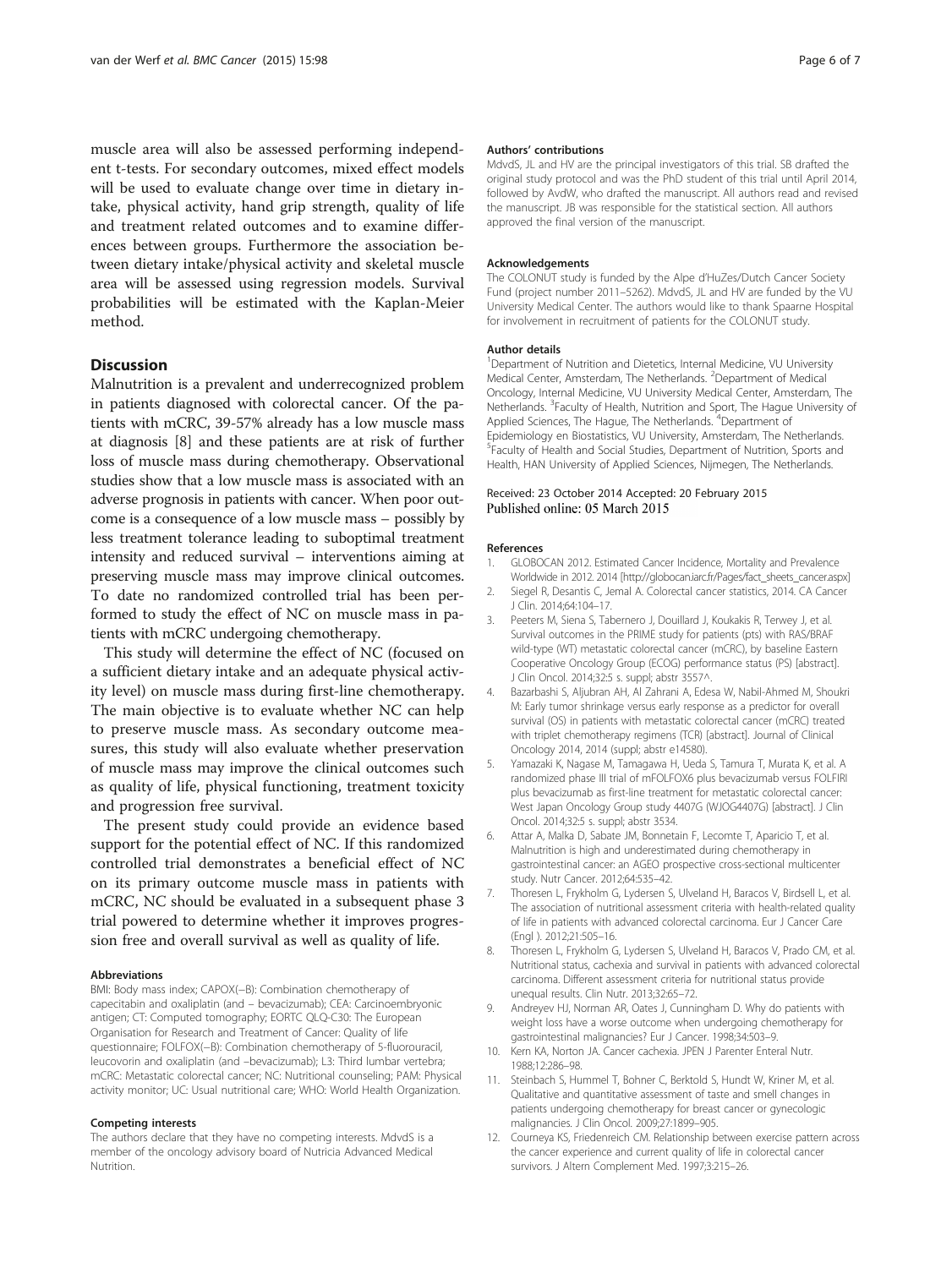muscle area will also be assessed performing independent t-tests. For secondary outcomes, mixed effect models will be used to evaluate change over time in dietary intake, physical activity, hand grip strength, quality of life and treatment related outcomes and to examine differences between groups. Furthermore the association between dietary intake/physical activity and skeletal muscle area will be assessed using regression models. Survival probabilities will be estimated with the Kaplan-Meier method.

## Discussion

Malnutrition is a prevalent and underrecognized problem in patients diagnosed with colorectal cancer. Of the patients with mCRC, 39-57% already has a low muscle mass at diagnosis [8] and these patients are at risk of further loss of muscle mass during chemotherapy. Observational studies show that a low muscle mass is associated with an adverse prognosis in patients with cancer. When poor outcome is a consequence of a low muscle mass – possibly by less treatment tolerance leading to suboptimal treatment intensity and reduced survival – interventions aiming at preserving muscle mass may improve clinical outcomes. To date no randomized controlled trial has been performed to study the effect of NC on muscle mass in patients with mCRC undergoing chemotherapy.

This study will determine the effect of NC (focused on a sufficient dietary intake and an adequate physical activity level) on muscle mass during first-line chemotherapy. The main objective is to evaluate whether NC can help to preserve muscle mass. As secondary outcome measures, this study will also evaluate whether preservation of muscle mass may improve the clinical outcomes such as quality of life, physical functioning, treatment toxicity and progression free survival.

The present study could provide an evidence based support for the potential effect of NC. If this randomized controlled trial demonstrates a beneficial effect of NC on its primary outcome muscle mass in patients with mCRC, NC should be evaluated in a subsequent phase 3 trial powered to determine whether it improves progression free and overall survival as well as quality of life.

#### Abbreviations

BMI: Body mass index; CAPOX(–B): Combination chemotherapy of capecitabin and oxaliplatin (and – bevacizumab); CEA: Carcinoembryonic antigen; CT: Computed tomography; EORTC QLQ-C30: The European Organisation for Research and Treatment of Cancer: Quality of life questionnaire; FOLFOX(–B): Combination chemotherapy of 5-fluorouracil, leucovorin and oxaliplatin (and –bevacizumab); L3: Third lumbar vertebra; mCRC: Metastatic colorectal cancer; NC: Nutritional counseling; PAM: Physical activity monitor; UC: Usual nutritional care; WHO: World Health Organization.

#### Competing interests

The authors declare that they have no competing interests. MdvdS is a member of the oncology advisory board of Nutricia Advanced Medical Nutrition.

#### Authors' contributions

MdvdS, JL and HV are the principal investigators of this trial. SB drafted the original study protocol and was the PhD student of this trial until April 2014, followed by AvdW, who drafted the manuscript. All authors read and revised the manuscript. JB was responsible for the statistical section. All authors approved the final version of the manuscript.

#### Acknowledgements

The COLONUT study is funded by the Alpe d'HuZes/Dutch Cancer Society Fund (project number 2011–5262). MdvdS, JL and HV are funded by the VU University Medical Center. The authors would like to thank Spaarne Hospital for involvement in recruitment of patients for the COLONUT study.

#### Author details

[1]Department of Nutrition and Dietetics, Internal Medicine, VU University Medical Center, Amsterdam, The Netherlands. [2]Department of Medical Oncology, Internal Medicine, VU University Medical Center, Amsterdam, The Netherlands. [3]Faculty of Health, Nutrition and Sport, The Hague University of Applied Sciences, The Hague, The Netherlands. [4]Department of Epidemiology en Biostatistics, VU University, Amsterdam, The Netherlands. [5]Faculty of Health and Social Studies, Department of Nutrition, Sports and Health, HAN University of Applied Sciences, Nijmegen, The Netherlands.

Received: 23 October 2014 Accepted: 20 February 2015
Published online: 05 March 2015

#### References

1. GLOBOCAN 2012. Estimated Cancer Incidence, Mortality and Prevalence Worldwide in 2012. 2014 [http://globocan.iarc.fr/Pages/fact_sheets_cancer.aspx]
2. Siegel R, Desantis C, Jemal A. Colorectal cancer statistics, 2014. CA Cancer J Clin. 2014;64:104–17.
3. Peeters M, Siena S, Tabernero J, Douillard J, Koukakis R, Terwey J, et al. Survival outcomes in the PRIME study for patients (pts) with RAS/BRAF wild-type (WT) metastatic colorectal cancer (mCRC), by baseline Eastern Cooperative Oncology Group (ECOG) performance status (PS) [abstract]. J Clin Oncol. 2014;32:5 s. suppl; abstr 3557^.
4. Bazarbashi S, Aljubran AH, Al Zahrani A, Edesa W, Nabil-Ahmed M, Shoukri M: Early tumor shrinkage versus early response as a predictor for overall survival (OS) in patients with metastatic colorectal cancer (mCRC) treated with triplet chemotherapy regimens (TCR) [abstract]. Journal of Clinical Oncology 2014, 2014 (suppl; abstr e14580).
5. Yamazaki K, Nagase M, Tamagawa H, Ueda S, Tamura T, Murata K, et al. A randomized phase III trial of mFOLFOX6 plus bevacizumab versus FOLFIRI plus bevacizumab as first-line treatment for metastatic colorectal cancer: West Japan Oncology Group study 4407G (WJOG4407G) [abstract]. J Clin Oncol. 2014;32:5 s. suppl; abstr 3534.
6. Attar A, Malka D, Sabate JM, Bonnetain F, Lecomte T, Aparicio T, et al. Malnutrition is high and underestimated during chemotherapy in gastrointestinal cancer: an AGEO prospective cross-sectional multicenter study. Nutr Cancer. 2012;64:535–42.
7. Thoresen L, Frykholm G, Lydersen S, Ulveland H, Baracos V, Birdsell L, et al. The association of nutritional assessment criteria with health-related quality of life in patients with advanced colorectal carcinoma. Eur J Cancer Care (Engl ). 2012;21:505–16.
8. Thoresen L, Frykholm G, Lydersen S, Ulveland H, Baracos V, Prado CM, et al. Nutritional status, cachexia and survival in patients with advanced colorectal carcinoma. Different assessment criteria for nutritional status provide unequal results. Clin Nutr. 2013;32:65–72.
9. Andreyev HJ, Norman AR, Oates J, Cunningham D. Why do patients with weight loss have a worse outcome when undergoing chemotherapy for gastrointestinal malignancies? Eur J Cancer. 1998;34:503–9.
10. Kern KA, Norton JA. Cancer cachexia. JPEN J Parenter Enteral Nutr. 1988;12:286–98.
11. Steinbach S, Hummel T, Bohner C, Berktold S, Hundt W, Kriner M, et al. Qualitative and quantitative assessment of taste and smell changes in patients undergoing chemotherapy for breast cancer or gynecologic malignancies. J Clin Oncol. 2009;27:1899–905.
12. Courneya KS, Friedenreich CM. Relationship between exercise pattern across the cancer experience and current quality of life in colorectal cancer survivors. J Altern Complement Med. 1997;3:215–26.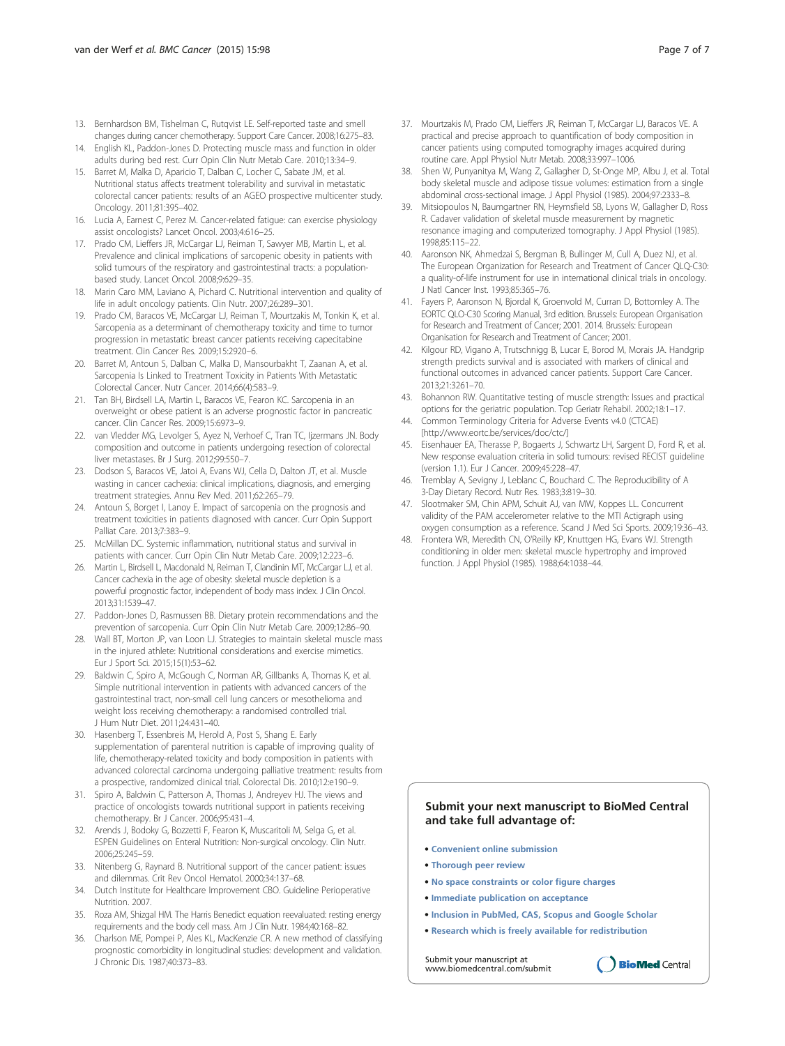13. Bernhardson BM, Tishelman C, Rutqvist LE. Self-reported taste and smell changes during cancer chemotherapy. Support Care Cancer. 2008;16:275–83.
14. English KL, Paddon-Jones D. Protecting muscle mass and function in older adults during bed rest. Curr Opin Clin Nutr Metab Care. 2010;13:34–9.
15. Barret M, Malka D, Aparicio T, Dalban C, Locher C, Sabate JM, et al. Nutritional status affects treatment tolerability and survival in metastatic colorectal cancer patients: results of an AGEO prospective multicenter study. Oncology. 2011;81:395–402.
16. Lucia A, Earnest C, Perez M. Cancer-related fatigue: can exercise physiology assist oncologists? Lancet Oncol. 2003;4:616–25.
17. Prado CM, Lieffers JR, McCargar LJ, Reiman T, Sawyer MB, Martin L, et al. Prevalence and clinical implications of sarcopenic obesity in patients with solid tumours of the respiratory and gastrointestinal tracts: a population-based study. Lancet Oncol. 2008;9:629–35.
18. Marin Caro MM, Laviano A, Pichard C. Nutritional intervention and quality of life in adult oncology patients. Clin Nutr. 2007;26:289–301.
19. Prado CM, Baracos VE, McCargar LJ, Reiman T, Mourtzakis M, Tonkin K, et al. Sarcopenia as a determinant of chemotherapy toxicity and time to tumor progression in metastatic breast cancer patients receiving capecitabine treatment. Clin Cancer Res. 2009;15:2920–6.
20. Barret M, Antoun S, Dalban C, Malka D, Mansourbakht T, Zaanan A, et al. Sarcopenia Is Linked to Treatment Toxicity in Patients With Metastatic Colorectal Cancer. Nutr Cancer. 2014;66(4):583–9.
21. Tan BH, Birdsell LA, Martin L, Baracos VE, Fearon KC. Sarcopenia in an overweight or obese patient is an adverse prognostic factor in pancreatic cancer. Clin Cancer Res. 2009;15:6973–9.
22. van Vledder MG, Levolger S, Ayez N, Verhoef C, Tran TC, Ijzermans JN. Body composition and outcome in patients undergoing resection of colorectal liver metastases. Br J Surg. 2012;99:550–7.
23. Dodson S, Baracos VE, Jatoi A, Evans WJ, Cella D, Dalton JT, et al. Muscle wasting in cancer cachexia: clinical implications, diagnosis, and emerging treatment strategies. Annu Rev Med. 2011;62:265–79.
24. Antoun S, Borget I, Lanoy E. Impact of sarcopenia on the prognosis and treatment toxicities in patients diagnosed with cancer. Curr Opin Support Palliat Care. 2013;7:383–9.
25. McMillan DC. Systemic inflammation, nutritional status and survival in patients with cancer. Curr Opin Clin Nutr Metab Care. 2009;12:223–6.
26. Martin L, Birdsell L, Macdonald N, Reiman T, Clandinin MT, McCargar LJ, et al. Cancer cachexia in the age of obesity: skeletal muscle depletion is a powerful prognostic factor, independent of body mass index. J Clin Oncol. 2013;31:1539–47.
27. Paddon-Jones D, Rasmussen BB. Dietary protein recommendations and the prevention of sarcopenia. Curr Opin Clin Nutr Metab Care. 2009;12:86–90.
28. Wall BT, Morton JP, van Loon LJ. Strategies to maintain skeletal muscle mass in the injured athlete: Nutritional considerations and exercise mimetics. Eur J Sport Sci. 2015;15(1):53–62.
29. Baldwin C, Spiro A, McGough C, Norman AR, Gillbanks A, Thomas K, et al. Simple nutritional intervention in patients with advanced cancers of the gastrointestinal tract, non-small cell lung cancers or mesothelioma and weight loss receiving chemotherapy: a randomised controlled trial. J Hum Nutr Diet. 2011;24:431–40.
30. Hasenberg T, Essenbreis M, Herold A, Post S, Shang E. Early supplementation of parenteral nutrition is capable of improving quality of life, chemotherapy-related toxicity and body composition in patients with advanced colorectal carcinoma undergoing palliative treatment: results from a prospective, randomized clinical trial. Colorectal Dis. 2010;12:e190–9.
31. Spiro A, Baldwin C, Patterson A, Thomas J, Andreyev HJ. The views and practice of oncologists towards nutritional support in patients receiving chemotherapy. Br J Cancer. 2006;95:431–4.
32. Arends J, Bodoky G, Bozzetti F, Fearon K, Muscaritoli M, Selga G, et al. ESPEN Guidelines on Enteral Nutrition: Non-surgical oncology. Clin Nutr. 2006;25:245–59.
33. Nitenberg G, Raynard B. Nutritional support of the cancer patient: issues and dilemmas. Crit Rev Oncol Hematol. 2000;34:137–68.
34. Dutch Institute for Healthcare Improvement CBO. Guideline Perioperative Nutrition. 2007.
35. Roza AM, Shizgal HM. The Harris Benedict equation reevaluated: resting energy requirements and the body cell mass. Am J Clin Nutr. 1984;40:168–82.
36. Charlson ME, Pompei P, Ales KL, MacKenzie CR. A new method of classifying prognostic comorbidity in longitudinal studies: development and validation. J Chronic Dis. 1987;40:373–83.
37. Mourtzakis M, Prado CM, Lieffers JR, Reiman T, McCargar LJ, Baracos VE. A practical and precise approach to quantification of body composition in cancer patients using computed tomography images acquired during routine care. Appl Physiol Nutr Metab. 2008;33:997–1006.
38. Shen W, Punyanitya M, Wang Z, Gallagher D, St-Onge MP, Albu J, et al. Total body skeletal muscle and adipose tissue volumes: estimation from a single abdominal cross-sectional image. J Appl Physiol (1985). 2004;97:2333–8.
39. Mitsiopoulos N, Baumgartner RN, Heymsfield SB, Lyons W, Gallagher D, Ross R. Cadaver validation of skeletal muscle measurement by magnetic resonance imaging and computerized tomography. J Appl Physiol (1985). 1998;85:115–22.
40. Aaronson NK, Ahmedzai S, Bergman B, Bullinger M, Cull A, Duez NJ, et al. The European Organization for Research and Treatment of Cancer QLQ-C30: a quality-of-life instrument for use in international clinical trials in oncology. J Natl Cancer Inst. 1993;85:365–76.
41. Fayers P, Aaronson N, Bjordal K, Groenvold M, Curran D, Bottomley A. The EORTC QLO-C30 Scoring Manual, 3rd edition. Brussels: European Organisation for Research and Treatment of Cancer; 2001. 2014. Brussels: European Organisation for Research and Treatment of Cancer; 2001.
42. Kilgour RD, Vigano A, Trutschnigg B, Lucar E, Borod M, Morais JA. Handgrip strength predicts survival and is associated with markers of clinical and functional outcomes in advanced cancer patients. Support Care Cancer. 2013;21:3261–70.
43. Bohannon RW. Quantitative testing of muscle strength: Issues and practical options for the geriatric population. Top Geriatr Rehabil. 2002;18:1–17.
44. Common Terminology Criteria for Adverse Events v4.0 (CTCAE) [http://www.eortc.be/services/doc/ctc/]
45. Eisenhauer EA, Therasse P, Bogaerts J, Schwartz LH, Sargent D, Ford R, et al. New response evaluation criteria in solid tumours: revised RECIST guideline (version 1.1). Eur J Cancer. 2009;45:228–47.
46. Tremblay A, Sevigny J, Leblanc C, Bouchard C. The Reproducibility of A 3-Day Dietary Record. Nutr Res. 1983;3:819–30.
47. Slootmaker SM, Chin APM, Schuit AJ, van MW, Koppes LL. Concurrent validity of the PAM accelerometer relative to the MTI Actigraph using oxygen consumption as a reference. Scand J Med Sci Sports. 2009;19:36–43.
48. Frontera WR, Meredith CN, O'Reilly KP, Knuttgen HG, Evans WJ. Strength conditioning in older men: skeletal muscle hypertrophy and improved function. J Appl Physiol (1985). 1988;64:1038–44.

**Submit your next manuscript to BioMed Central and take full advantage of:**

- **Convenient online submission**
- **Thorough peer review**
- **No space constraints or color figure charges**
- **Immediate publication on acceptance**
- **Inclusion in PubMed, CAS, Scopus and Google Scholar**
- **Research which is freely available for redistribution**

Submit your manuscript at www.biomedcentral.com/submit

BioMed Central